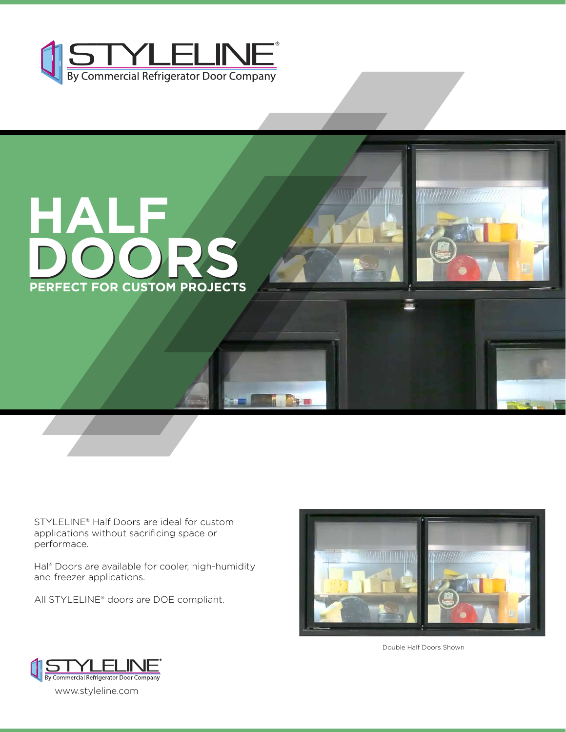STYLELINE®
By Commercial Refrigerator Door Company

# HALF DOORS

## PERFECT FOR CUSTOM PROJECTS

STYLELINE® Half Doors are ideal for custom applications without sacrificing space or performace.

Half Doors are available for cooler, high-humidity and freezer applications.

All STYLELINE® doors are DOE compliant.

Double Half Doors Shown

STYLELINE®
By Commercial Refrigerator Door Company

www.styleline.com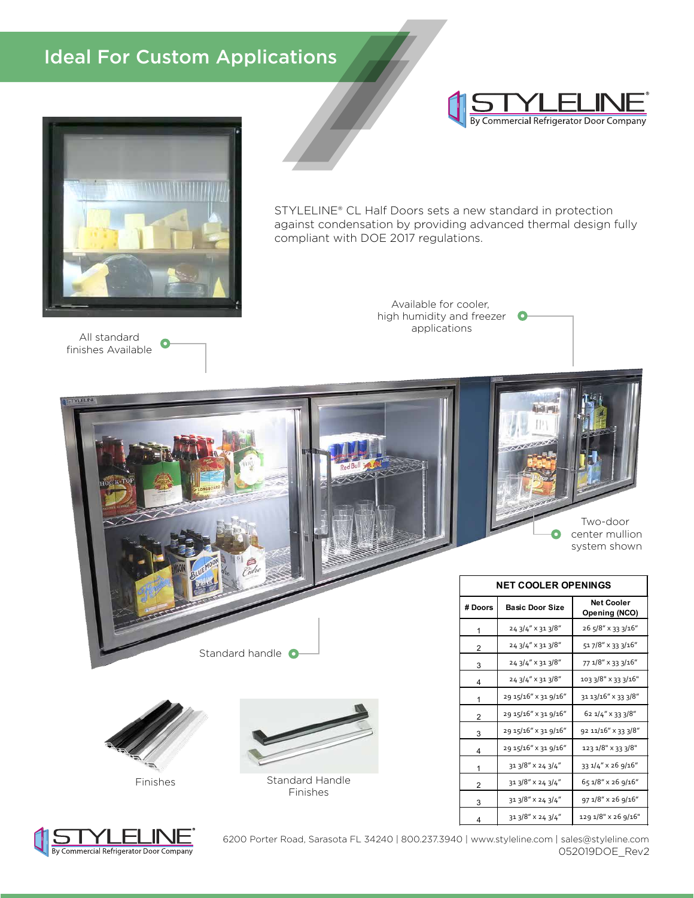# Ideal For Custom Applications

STYLELINE® CL Half Doors sets a new standard in protection against condensation by providing advanced thermal design fully compliant with DOE 2017 regulations.

Available for cooler, high humidity and freezer applications

All standard finishes Available

Two-door center mullion system shown

Standard handle

| NET COOLER OPENINGS | | |
|---|---|---|
| # Doors | Basic Door Size | Net Cooler Opening (NCO) |
| 1 | 24 3/4" x 31 3/8" | 26 5/8" x 33 3/16" |
| 2 | 24 3/4" x 31 3/8" | 51 7/8" x 33 3/16" |
| 3 | 24 3/4" x 31 3/8" | 77 1/8" x 33 3/16" |
| 4 | 24 3/4" x 31 3/8" | 103 3/8" x 33 3/16" |
| 1 | 29 15/16" x 31 9/16" | 31 13/16" x 33 3/8" |
| 2 | 29 15/16" x 31 9/16" | 62 1/4" x 33 3/8" |
| 3 | 29 15/16" x 31 9/16" | 92 11/16" x 33 3/8" |
| 4 | 29 15/16" x 31 9/16" | 123 1/8" x 33 3/8" |
| 1 | 31 3/8" x 24 3/4" | 33 1/4" x 26 9/16" |
| 2 | 31 3/8" x 24 3/4" | 65 1/8" x 26 9/16" |
| 3 | 31 3/8" x 24 3/4" | 97 1/8" x 26 9/16" |
| 4 | 31 3/8" x 24 3/4" | 129 1/8" x 26 9/16" |

Finishes

Standard Handle Finishes

STYLELINE® By Commercial Refrigerator Door Company

6200 Porter Road, Sarasota FL 34240 | 800.237.3940 | www.styleline.com | sales@styleline.com
052019DOE_Rev2